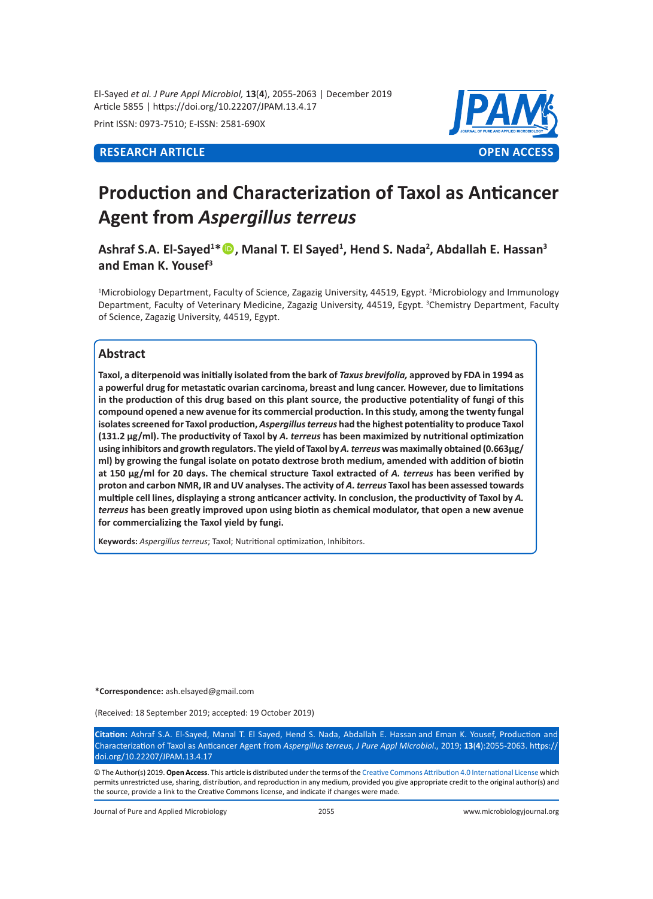RESEARCH ARTICLE

OPEN ACCESS

# Production and Characterization of Taxol as Anticancer Agent from *Aspergillus terreus*

**Ashraf S.A. El-Sayed[1]\*, Manal T. El Sayed[1], Hend S. Nada[2], Abdallah E. Hassan[3] and Eman K. Yousef[3]**

[1]Microbiology Department, Faculty of Science, Zagazig University, 44519, Egypt. [2]Microbiology and Immunology Department, Faculty of Veterinary Medicine, Zagazig University, 44519, Egypt. [3]Chemistry Department, Faculty of Science, Zagazig University, 44519, Egypt.

## Abstract

**Taxol, a diterpenoid was initially isolated from the bark of *Taxus brevifolia,* approved by FDA in 1994 as a powerful drug for metastatic ovarian carcinoma, breast and lung cancer. However, due to limitations in the production of this drug based on this plant source, the productive potentiality of fungi of this compound opened a new avenue for its commercial production. In this study, among the twenty fungal isolates screened for Taxol production, *Aspergillus terreus* had the highest potentiality to produce Taxol (131.2 µg/ml). The productivity of Taxol by *A. terreus* has been maximized by nutritional optimization using inhibitors and growth regulators. The yield of Taxol by *A. terreus* was maximally obtained (0.663µg/ml) by growing the fungal isolate on potato dextrose broth medium, amended with addition of biotin at 150 µg/ml for 20 days. The chemical structure Taxol extracted of *A. terreus* has been verified by proton and carbon NMR, IR and UV analyses. The activity of *A. terreus* Taxol has been assessed towards multiple cell lines, displaying a strong anticancer activity. In conclusion, the productivity of Taxol by *A. terreus* has been greatly improved upon using biotin as chemical modulator, that open a new avenue for commercializing the Taxol yield by fungi.**

**Keywords:** *Aspergillus terreus*; Taxol; Nutritional optimization, Inhibitors.

**\*Correspondence:** ash.elsayed@gmail.com

(Received: 18 September 2019; accepted: 19 October 2019)

**Citation:** Ashraf S.A. El-Sayed, Manal T. El Sayed, Hend S. Nada, Abdallah E. Hassan and Eman K. Yousef, Production and Characterization of Taxol as Anticancer Agent from *Aspergillus terreus*, *J Pure Appl Microbiol*., 2019; **13**(**4**):2055-2063. https://doi.org/10.22207/JPAM.13.4.17

© The Author(s) 2019. **Open Access**. This article is distributed under the terms of the Creative Commons Attribution 4.0 International License which permits unrestricted use, sharing, distribution, and reproduction in any medium, provided you give appropriate credit to the original author(s) and the source, provide a link to the Creative Commons license, and indicate if changes were made.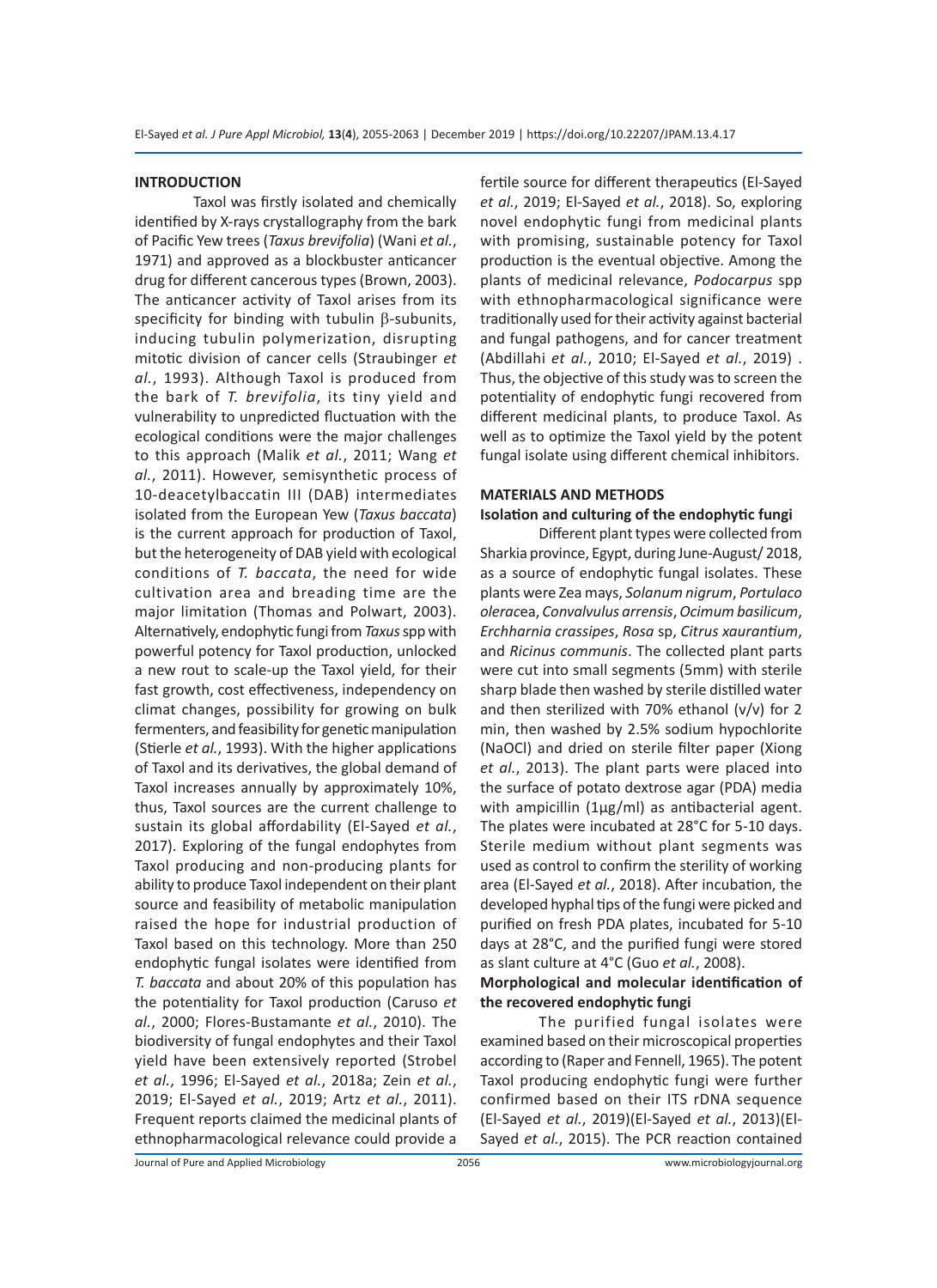## INTRODUCTION

Taxol was firstly isolated and chemically identified by X-rays crystallography from the bark of Pacific Yew trees (*Taxus brevifolia*) (Wani *et al.*, 1971) and approved as a blockbuster anticancer drug for different cancerous types (Brown, 2003). The anticancer activity of Taxol arises from its specificity for binding with tubulin β-subunits, inducing tubulin polymerization, disrupting mitotic division of cancer cells (Straubinger *et al.*, 1993). Although Taxol is produced from the bark of *T. brevifolia*, its tiny yield and vulnerability to unpredicted fluctuation with the ecological conditions were the major challenges to this approach (Malik *et al.*, 2011; Wang *et al.*, 2011). However, semisynthetic process of 10-deacetylbaccatin III (DAB) intermediates isolated from the European Yew (*Taxus baccata*) is the current approach for production of Taxol, but the heterogeneity of DAB yield with ecological conditions of *T. baccata*, the need for wide cultivation area and breading time are the major limitation (Thomas and Polwart, 2003). Alternatively, endophytic fungi from *Taxus* spp with powerful potency for Taxol production, unlocked a new rout to scale-up the Taxol yield, for their fast growth, cost effectiveness, independency on climat changes, possibility for growing on bulk fermenters, and feasibility for genetic manipulation (Stierle *et al.*, 1993). With the higher applications of Taxol and its derivatives, the global demand of Taxol increases annually by approximately 10%, thus, Taxol sources are the current challenge to sustain its global affordability (El-Sayed *et al.*, 2017). Exploring of the fungal endophytes from Taxol producing and non-producing plants for ability to produce Taxol independent on their plant source and feasibility of metabolic manipulation raised the hope for industrial production of Taxol based on this technology. More than 250 endophytic fungal isolates were identified from *T. baccata* and about 20% of this population has the potentiality for Taxol production (Caruso *et al.*, 2000; Flores-Bustamante *et al.*, 2010). The biodiversity of fungal endophytes and their Taxol yield have been extensively reported (Strobel *et al.*, 1996; El-Sayed *et al.*, 2018a; Zein *et al.*, 2019; El-Sayed *et al.*, 2019; Artz *et al.*, 2011). Frequent reports claimed the medicinal plants of ethnopharmacological relevance could provide a fertile source for different therapeutics (El-Sayed *et al.*, 2019; El-Sayed *et al.*, 2018). So, exploring novel endophytic fungi from medicinal plants with promising, sustainable potency for Taxol production is the eventual objective. Among the plants of medicinal relevance, *Podocarpus* spp with ethnopharmacological significance were traditionally used for their activity against bacterial and fungal pathogens, and for cancer treatment (Abdillahi *et al.*, 2010; El-Sayed *et al.*, 2019) . Thus, the objective of this study was to screen the potentiality of endophytic fungi recovered from different medicinal plants, to produce Taxol. As well as to optimize the Taxol yield by the potent fungal isolate using different chemical inhibitors.

## MATERIALS AND METHODS

### Isolation and culturing of the endophytic fungi

Different plant types were collected from Sharkia province, Egypt, during June-August/ 2018, as a source of endophytic fungal isolates. These plants were Zea mays, *Solanum nigrum*, *Portulaco olerace*a, *Convalvulus arrensis*, *Ocimum basilicum*, *Erchharnia crassipes*, *Rosa* sp, *Citrus xaurantium*, and *Ricinus communis*. The collected plant parts were cut into small segments (5mm) with sterile sharp blade then washed by sterile distilled water and then sterilized with 70% ethanol (v/v) for 2 min, then washed by 2.5% sodium hypochlorite (NaOCl) and dried on sterile filter paper (Xiong *et al.*, 2013). The plant parts were placed into the surface of potato dextrose agar (PDA) media with ampicillin (1µg/ml) as antibacterial agent. The plates were incubated at 28°C for 5-10 days. Sterile medium without plant segments was used as control to confirm the sterility of working area (El-Sayed *et al.*, 2018). After incubation, the developed hyphal tips of the fungi were picked and purified on fresh PDA plates, incubated for 5-10 days at 28°C, and the purified fungi were stored as slant culture at 4°C (Guo *et al.*, 2008).

### Morphological and molecular identification of the recovered endophytic fungi

The purified fungal isolates were examined based on their microscopical properties according to (Raper and Fennell, 1965). The potent Taxol producing endophytic fungi were further confirmed based on their ITS rDNA sequence (El-Sayed *et al.*, 2019)(El-Sayed *et al.*, 2013)(El-Sayed *et al.*, 2015). The PCR reaction contained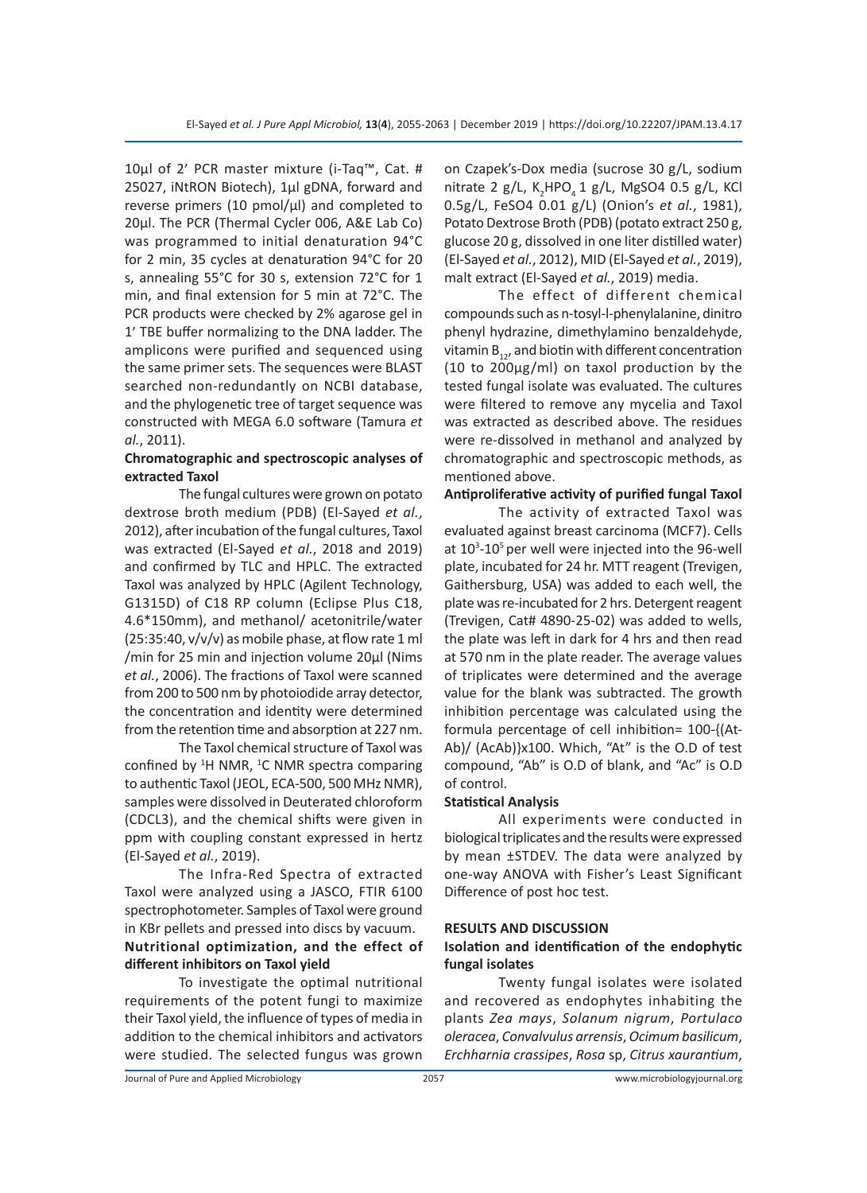10µl of 2′ PCR master mixture (i-Taq™, Cat. # 25027, iNtRON Biotech), 1µl gDNA, forward and reverse primers (10 pmol/µl) and completed to 20µl. The PCR (Thermal Cycler 006, A&E Lab Co) was programmed to initial denaturation 94°C for 2 min, 35 cycles at denaturation 94°C for 20 s, annealing 55°C for 30 s, extension 72°C for 1 min, and final extension for 5 min at 72°C. The PCR products were checked by 2% agarose gel in 1′ TBE buffer normalizing to the DNA ladder. The amplicons were purified and sequenced using the same primer sets. The sequences were BLAST searched non-redundantly on NCBI database, and the phylogenetic tree of target sequence was constructed with MEGA 6.0 software (Tamura *et al.*, 2011).

**Chromatographic and spectroscopic analyses of extracted Taxol**

The fungal cultures were grown on potato dextrose broth medium (PDB) (El-Sayed *et al.*, 2012), after incubation of the fungal cultures, Taxol was extracted (El-Sayed *et al.*, 2018 and 2019) and confirmed by TLC and HPLC. The extracted Taxol was analyzed by HPLC (Agilent Technology, G1315D) of C18 RP column (Eclipse Plus C18, 4.6*150mm), and methanol/ acetonitrile/water (25:35:40, v/v/v) as mobile phase, at flow rate 1 ml /min for 25 min and injection volume 20µl (Nims *et al.*, 2006). The fractions of Taxol were scanned from 200 to 500 nm by photoiodide array detector, the concentration and identity were determined from the retention time and absorption at 227 nm.

The Taxol chemical structure of Taxol was confined by $^1$H NMR, $^1$C NMR spectra comparing to authentic Taxol (JEOL, ECA-500, 500 MHz NMR), samples were dissolved in Deuterated chloroform (CDCL3), and the chemical shifts were given in ppm with coupling constant expressed in hertz (El-Sayed *et al.*, 2019).

The Infra-Red Spectra of extracted Taxol were analyzed using a JASCO, FTIR 6100 spectrophotometer. Samples of Taxol were ground in KBr pellets and pressed into discs by vacuum.

**Nutritional optimization, and the effect of different inhibitors on Taxol yield**

To investigate the optimal nutritional requirements of the potent fungi to maximize their Taxol yield, the influence of types of media in addition to the chemical inhibitors and activators were studied. The selected fungus was grown on Czapek's-Dox media (sucrose 30 g/L, sodium nitrate 2 g/L, $K_2HPO_4$ 1 g/L, MgSO4 0.5 g/L, KCl 0.5g/L, FeSO4 0.01 g/L) (Onion's *et al.*, 1981), Potato Dextrose Broth (PDB) (potato extract 250 g, glucose 20 g, dissolved in one liter distilled water) (El-Sayed *et al.*, 2012), MID (El-Sayed *et al.*, 2019), malt extract (El-Sayed *et al.*, 2019) media.

The effect of different chemical compounds such as n-tosyl-l-phenylalanine, dinitro phenyl hydrazine, dimethylamino benzaldehyde, vitamin $B_{12}$, and biotin with different concentration (10 to 200µg/ml) on taxol production by the tested fungal isolate was evaluated. The cultures were filtered to remove any mycelia and Taxol was extracted as described above. The residues were re-dissolved in methanol and analyzed by chromatographic and spectroscopic methods, as mentioned above.

**Antiproliferative activity of purified fungal Taxol**

The activity of extracted Taxol was evaluated against breast carcinoma (MCF7). Cells at $10^3$-$10^5$ per well were injected into the 96-well plate, incubated for 24 hr. MTT reagent (Trevigen, Gaithersburg, USA) was added to each well, the plate was re-incubated for 2 hrs. Detergent reagent (Trevigen, Cat# 4890-25-02) was added to wells, the plate was left in dark for 4 hrs and then read at 570 nm in the plate reader. The average values of triplicates were determined and the average value for the blank was subtracted. The growth inhibition percentage was calculated using the formula percentage of cell inhibition= 100-{(At-Ab)/ (AcAb)}x100. Which, "At" is the O.D of test compound, "Ab" is O.D of blank, and "Ac" is O.D of control.

**Statistical Analysis**

All experiments were conducted in biological triplicates and the results were expressed by mean ±STDEV. The data were analyzed by one-way ANOVA with Fisher's Least Significant Difference of post hoc test.

## RESULTS AND DISCUSSION

**Isolation and identification of the endophytic fungal isolates**

Twenty fungal isolates were isolated and recovered as endophytes inhabiting the plants *Zea mays*, *Solanum nigrum*, *Portulaco oleracea*, *Convalvulus arrensis*, *Ocimum basilicum*, *Erchharnia crassipes*, *Rosa* sp, *Citrus xaurantium*,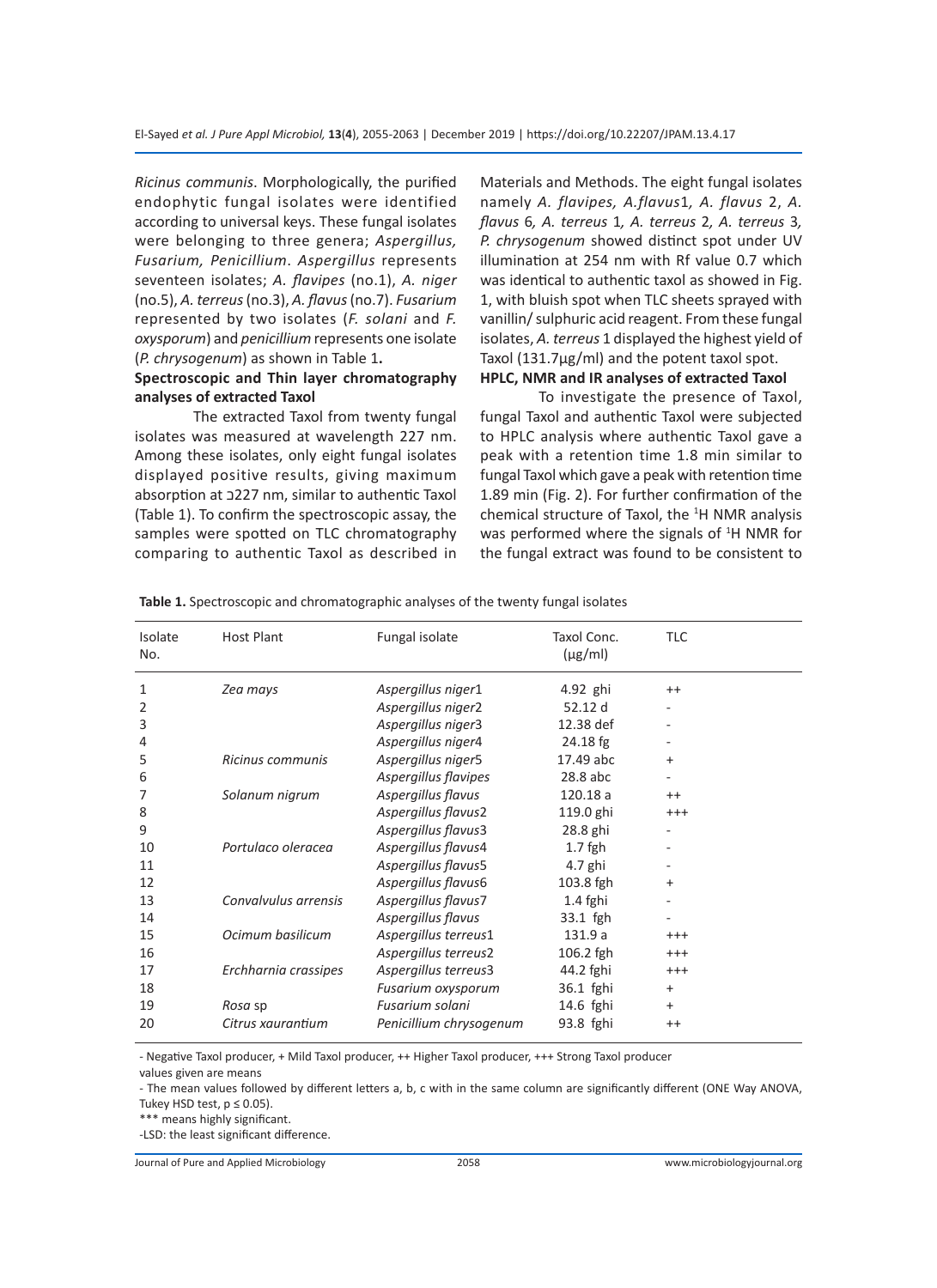*Ricinus communis*. Morphologically, the purified endophytic fungal isolates were identified according to universal keys. These fungal isolates were belonging to three genera; *Aspergillus, Fusarium, Penicillium*. *Aspergillus* represents seventeen isolates; *A. flavipes* (no.1), *A. niger* (no.5), *A. terreus* (no.3), *A. flavus* (no.7). *Fusarium* represented by two isolates (*F. solani* and *F. oxysporum*) and *penicillium* represents one isolate (*P. chrysogenum*) as shown in Table 1**.**

**Spectroscopic and Thin layer chromatography analyses of extracted Taxol**

The extracted Taxol from twenty fungal isolates was measured at wavelength 227 nm. Among these isolates, only eight fungal isolates displayed positive results, giving maximum absorption at ɔ227 nm, similar to authentic Taxol (Table 1). To confirm the spectroscopic assay, the samples were spotted on TLC chromatography comparing to authentic Taxol as described in Materials and Methods. The eight fungal isolates namely *A. flavipes, A.flavus*1*, A. flavus* 2, *A. flavus* 6*, A. terreus* 1*, A. terreus* 2*, A. terreus* 3*, P. chrysogenum* showed distinct spot under UV illumination at 254 nm with Rf value 0.7 which was identical to authentic taxol as showed in Fig. 1, with bluish spot when TLC sheets sprayed with vanillin/ sulphuric acid reagent. From these fungal isolates, *A. terreus* 1 displayed the highest yield of Taxol (131.7µg/ml) and the potent taxol spot.

**HPLC, NMR and IR analyses of extracted Taxol**

To investigate the presence of Taxol, fungal Taxol and authentic Taxol were subjected to HPLC analysis where authentic Taxol gave a peak with a retention time 1.8 min similar to fungal Taxol which gave a peak with retention time 1.89 min (Fig. 2). For further confirmation of the chemical structure of Taxol, the $^{1}$H NMR analysis was performed where the signals of $^{1}$H NMR for the fungal extract was found to be consistent to

**Table 1.** Spectroscopic and chromatographic analyses of the twenty fungal isolates

| Isolate No. | Host Plant | Fungal isolate | Taxol Conc. (µg/ml) | TLC |
|---|---|---|---|---|
| 1 | *Zea mays* | *Aspergillus niger*1 | 4.92 ghi | ++ |
| 2 | | *Aspergillus niger*2 | 52.12 d | - |
| 3 | | *Aspergillus niger*3 | 12.38 def | - |
| 4 | | *Aspergillus niger*4 | 24.18 fg | - |
| 5 | *Ricinus communis* | *Aspergillus niger*5 | 17.49 abc | + |
| 6 | | *Aspergillus flavipes* | 28.8 abc | - |
| 7 | *Solanum nigrum* | *Aspergillus flavus* | 120.18 a | ++ |
| 8 | | *Aspergillus flavus*2 | 119.0 ghi | +++ |
| 9 | | *Aspergillus flavus*3 | 28.8 ghi | - |
| 10 | *Portulaco oleracea* | *Aspergillus flavus*4 | 1.7 fgh | - |
| 11 | | *Aspergillus flavus*5 | 4.7 ghi | - |
| 12 | | *Aspergillus flavus*6 | 103.8 fgh | + |
| 13 | *Convalvulus arrensis* | *Aspergillus flavus*7 | 1.4 fghi | - |
| 14 | | *Aspergillus flavus* | 33.1 fgh | - |
| 15 | *Ocimum basilicum* | *Aspergillus terreus*1 | 131.9 a | +++ |
| 16 | | *Aspergillus terreus*2 | 106.2 fgh | +++ |
| 17 | *Erchharnia crassipes* | *Aspergillus terreus*3 | 44.2 fghi | +++ |
| 18 | | *Fusarium oxysporum* | 36.1 fghi | + |
| 19 | *Rosa* sp | *Fusarium solani* | 14.6 fghi | + |
| 20 | *Citrus xaurantium* | *Penicillium chrysogenum* | 93.8 fghi | ++ |

- Negative Taxol producer, + Mild Taxol producer, ++ Higher Taxol producer, +++ Strong Taxol producer
values given are means
- The mean values followed by different letters a, b, c with in the same column are significantly different (ONE Way ANOVA, Tukey HSD test, $p \leq 0.05$).
*** means highly significant.
-LSD: the least significant difference.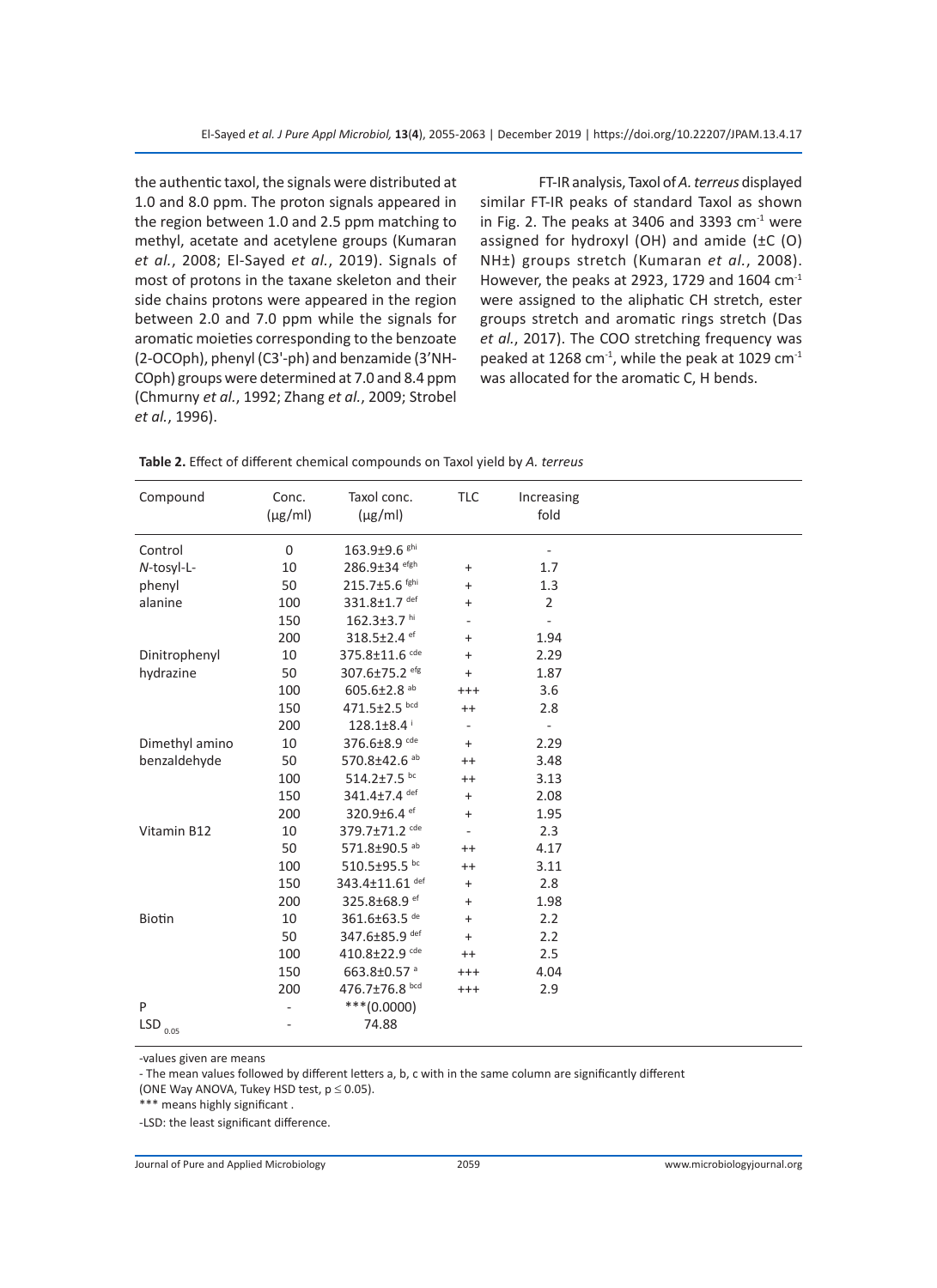the authentic taxol, the signals were distributed at 1.0 and 8.0 ppm. The proton signals appeared in the region between 1.0 and 2.5 ppm matching to methyl, acetate and acetylene groups (Kumaran *et al.*, 2008; El-Sayed *et al.*, 2019). Signals of most of protons in the taxane skeleton and their side chains protons were appeared in the region between 2.0 and 7.0 ppm while the signals for aromatic moieties corresponding to the benzoate (2-OCOph), phenyl (C3'-ph) and benzamide (3'NH-COph) groups were determined at 7.0 and 8.4 ppm (Chmurny *et al.*, 1992; Zhang *et al.*, 2009; Strobel *et al.*, 1996).

FT-IR analysis, Taxol of *A. terreus* displayed similar FT-IR peaks of standard Taxol as shown in Fig. 2. The peaks at 3406 and 3393 $cm^{-1}$ were assigned for hydroxyl (OH) and amide (±C (O) NH±) groups stretch (Kumaran *et al.*, 2008). However, the peaks at 2923, 1729 and 1604 $cm^{-1}$ were assigned to the aliphatic CH stretch, ester groups stretch and aromatic rings stretch (Das *et al.*, 2017). The COO stretching frequency was peaked at 1268 $cm^{-1}$, while the peak at 1029 $cm^{-1}$ was allocated for the aromatic C, H bends.

**Table 2.** Effect of different chemical compounds on Taxol yield by *A. terreus*

| Compound | Conc. (µg/ml) | Taxol conc. (µg/ml) | TLC | Increasing fold |
|---|---|---|---|---|
| Control | 0 | 163.9±9.6 $^{ghi}$ | | - |
| *N*-tosyl-L- | 10 | 286.9±34 $^{efgh}$ | + | 1.7 |
| phenyl | 50 | 215.7±5.6 $^{fghi}$ | + | 1.3 |
| alanine | 100 | 331.8±1.7 $^{def}$ | + | 2 |
| | 150 | 162.3±3.7 $^{hi}$ | - | - |
| | 200 | 318.5±2.4 $^{ef}$ | + | 1.94 |
| Dinitrophenyl | 10 | 375.8±11.6 $^{cde}$ | + | 2.29 |
| hydrazine | 50 | 307.6±75.2 $^{efg}$ | + | 1.87 |
| | 100 | 605.6±2.8 $^{ab}$ | +++ | 3.6 |
| | 150 | 471.5±2.5 $^{bcd}$ | ++ | 2.8 |
| | 200 | 128.1±8.4 $^{i}$ | - | - |
| Dimethyl amino | 10 | 376.6±8.9 $^{cde}$ | + | 2.29 |
| benzaldehyde | 50 | 570.8±42.6 $^{ab}$ | ++ | 3.48 |
| | 100 | 514.2±7.5 $^{bc}$ | ++ | 3.13 |
| | 150 | 341.4±7.4 $^{def}$ | + | 2.08 |
| | 200 | 320.9±6.4 $^{ef}$ | + | 1.95 |
| Vitamin B12 | 10 | 379.7±71.2 $^{cde}$ | - | 2.3 |
| | 50 | 571.8±90.5 $^{ab}$ | ++ | 4.17 |
| | 100 | 510.5±95.5 $^{bc}$ | ++ | 3.11 |
| | 150 | 343.4±11.61 $^{def}$ | + | 2.8 |
| | 200 | 325.8±68.9 $^{ef}$ | + | 1.98 |
| Biotin | 10 | 361.6±63.5 $^{de}$ | + | 2.2 |
| | 50 | 347.6±85.9 $^{def}$ | + | 2.2 |
| | 100 | 410.8±22.9 $^{cde}$ | ++ | 2.5 |
| | 150 | 663.8±0.57 $^{a}$ | +++ | 4.04 |
| | 200 | 476.7±76.8 $^{bcd}$ | +++ | 2.9 |
| P | - | ***(0.0000) | | |
| $LSD_{0.05}$ | - | 74.88 | | |

-values given are means

- The mean values followed by different letters a, b, c with in the same column are significantly different (ONE Way ANOVA, Tukey HSD test, $p \leq 0.05$).

*** means highly significant .

-LSD: the least significant difference.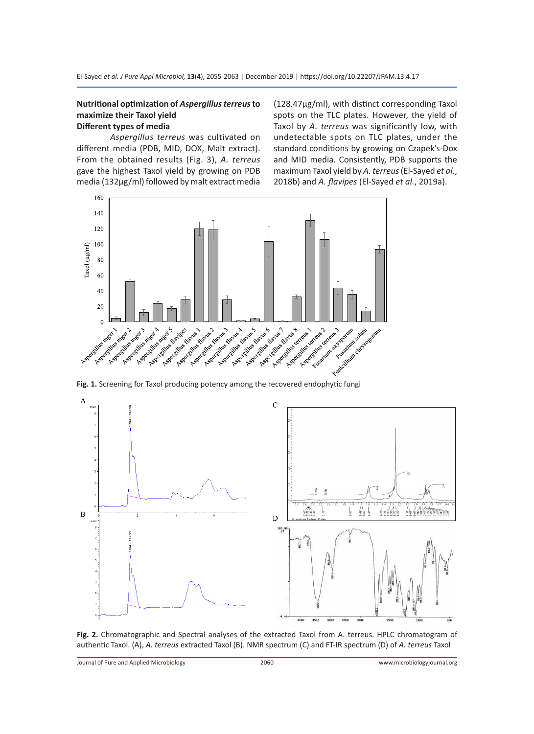## Nutritional optimization of *Aspergillus terreus* to maximize their Taxol yield

### Different types of media

*Aspergillus terreus* was cultivated on different media (PDB, MID, DOX, Malt extract). From the obtained results (Fig. 3), *A. terreus* gave the highest Taxol yield by growing on PDB media (132µg/ml) followed by malt extract media (128.47µg/ml), with distinct corresponding Taxol spots on the TLC plates. However, the yield of Taxol by *A. terreus* was significantly low, with undetectable spots on TLC plates, under the standard conditions by growing on Czapek's-Dox and MID media. Consistently, PDB supports the maximum Taxol yield by *A. terreus* (El-Sayed *et al.*, 2018b) and *A. flavipes* (El-Sayed *et al.*, 2019a).

**Fig. 1.** Screening for Taxol producing potency among the recovered endophytic fungi

**Fig. 2.** Chromatographic and Spectral analyses of the extracted Taxol from A. terreus. HPLC chromatogram of authentic Taxol. (A), *A. terreus* extracted Taxol (B). NMR spectrum (C) and FT-IR spectrum (D) of *A. terreus* Taxol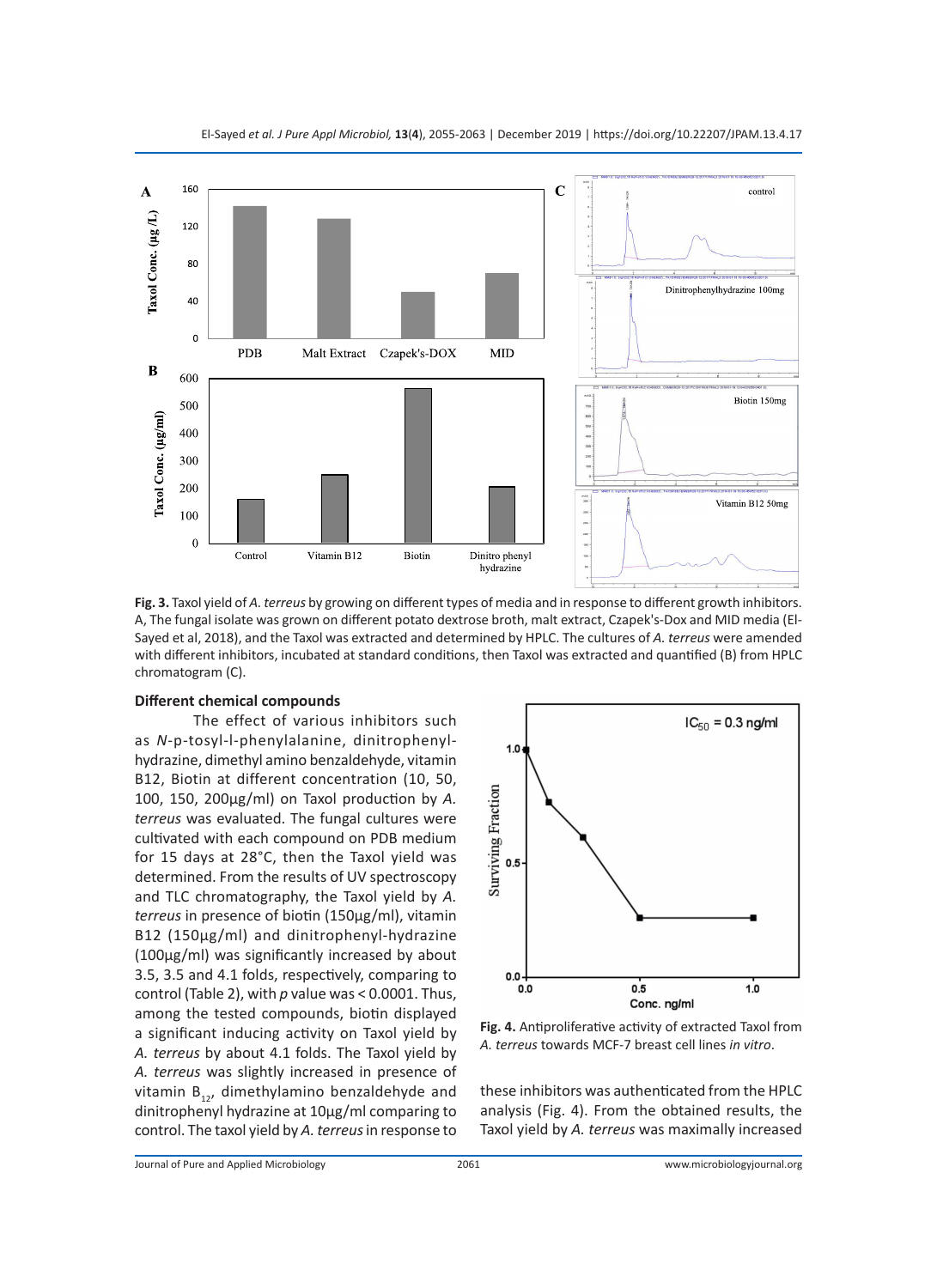Fig. 3. Taxol yield of *A. terreus* by growing on different types of media and in response to different growth inhibitors. A, The fungal isolate was grown on different potato dextrose broth, malt extract, Czapek's-Dox and MID media (El-Sayed et al, 2018), and the Taxol was extracted and determined by HPLC. The cultures of *A. terreus* were amended with different inhibitors, incubated at standard conditions, then Taxol was extracted and quantified (B) from HPLC chromatogram (C).

### Different chemical compounds

The effect of various inhibitors such as *N*-p-tosyl-l-phenylalanine, dinitrophenyl-hydrazine, dimethyl amino benzaldehyde, vitamin B12, Biotin at different concentration (10, 50, 100, 150, 200µg/ml) on Taxol production by *A. terreus* was evaluated. The fungal cultures were cultivated with each compound on PDB medium for 15 days at 28°C, then the Taxol yield was determined. From the results of UV spectroscopy and TLC chromatography, the Taxol yield by *A. terreus* in presence of biotin (150µg/ml), vitamin B12 (150µg/ml) and dinitrophenyl-hydrazine (100µg/ml) was significantly increased by about 3.5, 3.5 and 4.1 folds, respectively, comparing to control (Table 2), with *p* value was < 0.0001. Thus, among the tested compounds, biotin displayed a significant inducing activity on Taxol yield by *A. terreus* by about 4.1 folds. The Taxol yield by *A. terreus* was slightly increased in presence of vitamin $B_{12}$, dimethylamino benzaldehyde and dinitrophenyl hydrazine at 10µg/ml comparing to control. The taxol yield by *A. terreus* in response to these inhibitors was authenticated from the HPLC analysis (Fig. 4). From the obtained results, the Taxol yield by *A. terreus* was maximally increased

Fig. 4. Antiproliferative activity of extracted Taxol from *A. terreus* towards MCF-7 breast cell lines *in vitro*.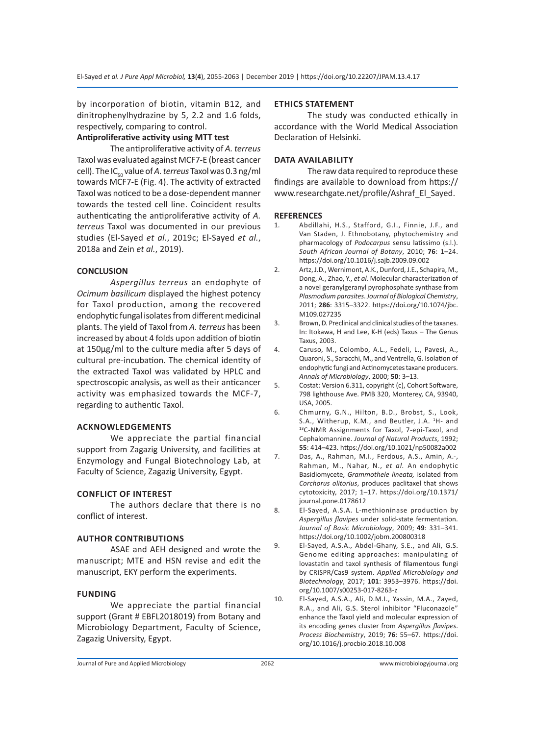by incorporation of biotin, vitamin B12, and dinitrophenylhydrazine by 5, 2.2 and 1.6 folds, respectively, comparing to control.

**Antiproliferative activity using MTT test**

The antiproliferative activity of *A. terreus* Taxol was evaluated against MCF7-E (breast cancer cell). The $IC_{50}$ value of *A. terreus* Taxol was 0.3 ng/ml towards MCF7-E (Fig. 4). The activity of extracted Taxol was noticed to be a dose-dependent manner towards the tested cell line. Coincident results authenticating the antiproliferative activity of *A. terreus* Taxol was documented in our previous studies (El-Sayed *et al.*, 2019c; El-Sayed *et al.*, 2018a and Zein *et al.*, 2019).

## CONCLUSION

*Aspergillus terreus* an endophyte of *Ocimum basilicum* displayed the highest potency for Taxol production, among the recovered endophytic fungal isolates from different medicinal plants. The yield of Taxol from *A. terreus* has been increased by about 4 folds upon addition of biotin at 150µg/ml to the culture media after 5 days of cultural pre-incubation. The chemical identity of the extracted Taxol was validated by HPLC and spectroscopic analysis, as well as their anticancer activity was emphasized towards the MCF-7, regarding to authentic Taxol.

## ACKNOWLEDGEMENTS

We appreciate the partial financial support from Zagazig University, and facilities at Enzymology and Fungal Biotechnology Lab, at Faculty of Science, Zagazig University, Egypt.

## CONFLICT OF INTEREST

The authors declare that there is no conflict of interest.

## AUTHOR CONTRIBUTIONS

ASAE and AEH designed and wrote the manuscript; MTE and HSN revise and edit the manuscript, EKY perform the experiments.

## FUNDING

We appreciate the partial financial support (Grant # EBFL2018019) from Botany and Microbiology Department, Faculty of Science, Zagazig University, Egypt.

## ETHICS STATEMENT

The study was conducted ethically in accordance with the World Medical Association Declaration of Helsinki.

## DATA AVAILABILITY

The raw data required to reproduce these findings are available to download from https://www.researchgate.net/profile/Ashraf_El_Sayed.

## REFERENCES

1. Abdillahi, H.S., Stafford, G.I., Finnie, J.F., and Van Staden, J. Ethnobotany, phytochemistry and pharmacology of *Podocarpus* sensu latissimo (s.l.). *South African Journal of Botany*, 2010; **76**: 1–24. https://doi.org/10.1016/j.sajb.2009.09.002
2. Artz, J.D., Wernimont, A.K., Dunford, J.E., Schapira, M., Dong, A., Zhao, Y., *et al.* Molecular characterization of a novel geranylgeranyl pyrophosphate synthase from *Plasmodium parasites*. *Journal of Biological Chemistry*, 2011; **286**: 3315–3322. https://doi.org/10.1074/jbc.M109.027235
3. Brown, D. Preclinical and clinical studies of the taxanes. In: Itokawa, H and Lee, K-H (eds) Taxus – The Genus Taxus, 2003.
4. Caruso, M., Colombo, A.L., Fedeli, L., Pavesi, A., Quaroni, S., Saracchi, M., and Ventrella, G. Isolation of endophytic fungi and Actinomycetes taxane producers. *Annals of Microbiology*, 2000; **50**: 3–13.
5. Costat: Version 6.311, copyright (c), Cohort Software, 798 lighthouse Ave. PMB 320, Monterey, CA, 93940, USA, 2005.
6. Chmurny, G.N., Hilton, B.D., Brobst, S., Look, S.A., Witherup, K.M., and Beutler, J.A. $^{1}$H- and $^{13}$C-NMR Assignments for Taxol, 7-epi-Taxol, and Cephalomannine. *Journal of Natural Products*, 1992; **55**: 414–423. https://doi.org/10.1021/np50082a002
7. Das, A., Rahman, M.I., Ferdous, A.S., Amin, A.-, Rahman, M., Nahar, N., *et al*. An endophytic Basidiomycete, *Grammothele lineata,* isolated from *Corchorus olitorius*, produces paclitaxel that shows cytotoxicity, 2017; 1–17. https://doi.org/10.1371/journal.pone.0178612
8. El-Sayed, A.S.A. L-methioninase production by *Aspergillus flavipes* under solid-state fermentation. *Journal of Basic Microbiology*, 2009; **49**: 331–341. https://doi.org/10.1002/jobm.200800318
9. El-Sayed, A.S.A., Abdel-Ghany, S.E., and Ali, G.S. Genome editing approaches: manipulating of lovastatin and taxol synthesis of filamentous fungi by CRISPR/Cas9 system. *Applied Microbiology and Biotechnology*, 2017; **101**: 3953–3976. https://doi.org/10.1007/s00253-017-8263-z
10. El-Sayed, A.S.A., Ali, D.M.I., Yassin, M.A., Zayed, R.A., and Ali, G.S. Sterol inhibitor "Fluconazole" enhance the Taxol yield and molecular expression of its encoding genes cluster from *Aspergillus flavipes*. *Process Biochemistry*, 2019; **76**: 55–67. https://doi.org/10.1016/j.procbio.2018.10.008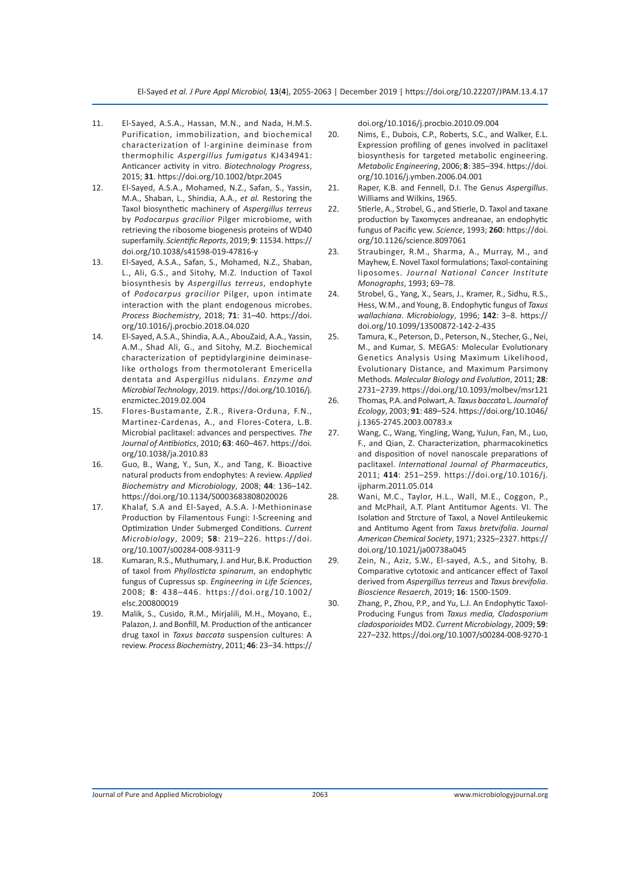11. El-Sayed, A.S.A., Hassan, M.N., and Nada, H.M.S. Purification, immobilization, and biochemical characterization of l-arginine deiminase from thermophilic *Aspergillus fumigatus* KJ434941: Anticancer activity in vitro. *Biotechnology Progress*, 2015; **31**. https://doi.org/10.1002/btpr.2045
12. El-Sayed, A.S.A., Mohamed, N.Z., Safan, S., Yassin, M.A., Shaban, L., Shindia, A.A., *et al.* Restoring the Taxol biosynthetic machinery of *Aspergillus terreus* by *Podocarpus gracilior* Pilger microbiome, with retrieving the ribosome biogenesis proteins of WD40 superfamily. *Scientific Reports*, 2019; **9**: 11534. https://doi.org/10.1038/s41598-019-47816-y
13. El-Sayed, A.S.A., Safan, S., Mohamed, N.Z., Shaban, L., Ali, G.S., and Sitohy, M.Z. Induction of Taxol biosynthesis by *Aspergillus terreus*, endophyte of *Podocarpus gracilior* Pilger, upon intimate interaction with the plant endogenous microbes. *Process Biochemistry*, 2018; **71**: 31–40. https://doi.org/10.1016/j.procbio.2018.04.020
14. El-Sayed, A.S.A., Shindia, A.A., AbouZaid, A.A., Yassin, A.M., Shad Ali, G., and Sitohy, M.Z. Biochemical characterization of peptidylarginine deiminase-like orthologs from thermotolerant Emericella dentata and Aspergillus nidulans. *Enzyme and Microbial Technology*, 2019. https://doi.org/10.1016/j.enzmictec.2019.02.004
15. Flores-Bustamante, Z.R., Rivera-Orduna, F.N., Martinez-Cardenas, A., and Flores-Cotera, L.B. Microbial paclitaxel: advances and perspectives. *The Journal of Antibiotics*, 2010; **63**: 460–467. https://doi.org/10.1038/ja.2010.83
16. Guo, B., Wang, Y., Sun, X., and Tang, K. Bioactive natural products from endophytes: A review. *Applied Biochemistry and Microbiology*, 2008; **44**: 136–142. https://doi.org/10.1134/S0003683808020026
17. Khalaf, S.A and El-Sayed, A.S.A. l-Methioninase Production by Filamentous Fungi: I-Screening and Optimization Under Submerged Conditions. *Current Microbiology*, 2009; **58**: 219–226. https://doi.org/10.1007/s00284-008-9311-9
18. Kumaran, R.S., Muthumary, J. and Hur, B.K. Production of taxol from *Phyllosticta spinarum*, an endophytic fungus of Cupressus sp. *Engineering in Life Sciences*, 2008; **8**: 438–446. https://doi.org/10.1002/elsc.200800019
19. Malik, S., Cusido, R.M., Mirjalili, M.H., Moyano, E., Palazon, J. and Bonfill, M. Production of the anticancer drug taxol in *Taxus baccata* suspension cultures: A review. *Process Biochemistry*, 2011; **46**: 23–34. https://doi.org/10.1016/j.procbio.2010.09.004
20. Nims, E., Dubois, C.P., Roberts, S.C., and Walker, E.L. Expression profiling of genes involved in paclitaxel biosynthesis for targeted metabolic engineering. *Metabolic Engineering*, 2006; **8**: 385–394. https://doi.org/10.1016/j.ymben.2006.04.001
21. Raper, K.B. and Fennell, D.I. The Genus *Aspergillus*. Williams and Wilkins, 1965.
22. Stierle, A., Strobel, G., and Stierle, D. Taxol and taxane production by Taxomyces andreanae, an endophytic fungus of Pacific yew. *Science*, 1993; **260**: https://doi.org/10.1126/science.8097061
23. Straubinger, R.M., Sharma, A., Murray, M., and Mayhew, E. Novel Taxol formulations; Taxol-containing liposomes. *Journal National Cancer Institute Monographs*, 1993; 69–78.
24. Strobel, G., Yang, X., Sears, J., Kramer, R., Sidhu, R.S., Hess, W.M., and Young, B. Endophytic fungus of *Taxus wallachiana*. *Microbiology*, 1996; **142**: 3–8. https://doi.org/10.1099/13500872-142-2-435
25. Tamura, K., Peterson, D., Peterson, N., Stecher, G., Nei, M., and Kumar, S. MEGA5: Molecular Evolutionary Genetics Analysis Using Maximum Likelihood, Evolutionary Distance, and Maximum Parsimony Methods. *Molecular Biology and Evolution*, 2011; **28**: 2731–2739. https://doi.org/10.1093/molbev/msr121
26. Thomas, P.A. and Polwart, A. *Taxus baccata* L. *Journal of Ecology*, 2003; **91**: 489–524. https://doi.org/10.1046/j.1365-2745.2003.00783.x
27. Wang, C., Wang, YingJing, Wang, YuJun, Fan, M., Luo, F., and Qian, Z. Characterization, pharmacokinetics and disposition of novel nanoscale preparations of paclitaxel. *International Journal of Pharmaceutics*, 2011; **414**: 251–259. https://doi.org/10.1016/j.ijpharm.2011.05.014
28. Wani, M.C., Taylor, H.L., Wall, M.E., Coggon, P., and McPhail, A.T. Plant Antitumor Agents. VI. The Isolation and Strcture of Taxol, a Novel Antileukemic and Antitumo Agent from *Taxus bretvifolia*. *Journal American Chemical Society*, 1971; 2325–2327. https://doi.org/10.1021/ja00738a045
29. Zein, N., Aziz, S.W., El-sayed, A.S., and Sitohy, B. Comparative cytotoxic and anticancer effect of Taxol derived from *Aspergillus terreus* and *Taxus brevifolia*. *Bioscience Resaerch*, 2019; **16**: 1500-1509.
30. Zhang, P., Zhou, P.P., and Yu, L.J. An Endophytic Taxol-Producing Fungus from *Taxus media, Cladosporium cladosporioides* MD2. *Current Microbiology*, 2009; **59**: 227–232. https://doi.org/10.1007/s00284-008-9270-1